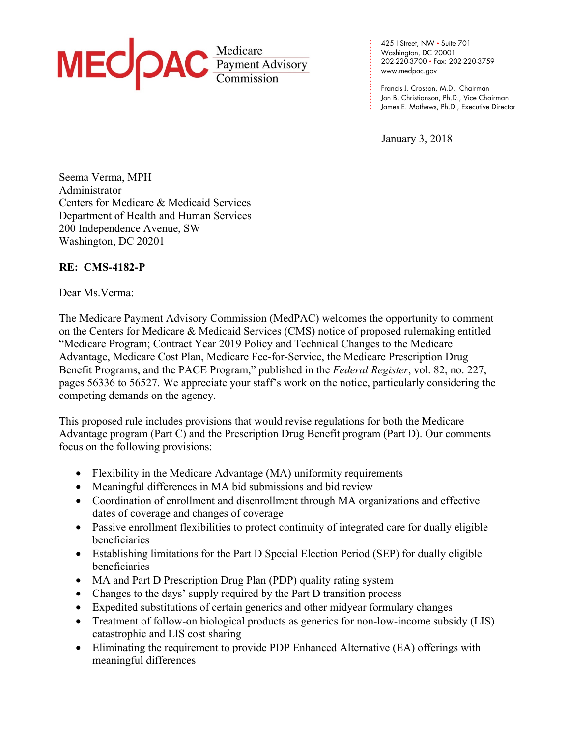MEDPAC Medicare Payment Advisory Commission

425 I Street, NW • Suite 701
Washington, DC 20001
202-220-3700 • Fax: 202-220-3759
www.medpac.gov

Francis J. Crosson, M.D., Chairman
Jon B. Christianson, Ph.D., Vice Chairman
James E. Mathews, Ph.D., Executive Director

January 3, 2018

Seema Verma, MPH
Administrator
Centers for Medicare & Medicaid Services
Department of Health and Human Services
200 Independence Avenue, SW
Washington, DC 20201

**RE: CMS-4182-P**

Dear Ms.Verma:

The Medicare Payment Advisory Commission (MedPAC) welcomes the opportunity to comment on the Centers for Medicare & Medicaid Services (CMS) notice of proposed rulemaking entitled "Medicare Program; Contract Year 2019 Policy and Technical Changes to the Medicare Advantage, Medicare Cost Plan, Medicare Fee-for-Service, the Medicare Prescription Drug Benefit Programs, and the PACE Program," published in the *Federal Register*, vol. 82, no. 227, pages 56336 to 56527. We appreciate your staff's work on the notice, particularly considering the competing demands on the agency.

This proposed rule includes provisions that would revise regulations for both the Medicare Advantage program (Part C) and the Prescription Drug Benefit program (Part D). Our comments focus on the following provisions:

- Flexibility in the Medicare Advantage (MA) uniformity requirements
- Meaningful differences in MA bid submissions and bid review
- Coordination of enrollment and disenrollment through MA organizations and effective dates of coverage and changes of coverage
- Passive enrollment flexibilities to protect continuity of integrated care for dually eligible beneficiaries
- Establishing limitations for the Part D Special Election Period (SEP) for dually eligible beneficiaries
- MA and Part D Prescription Drug Plan (PDP) quality rating system
- Changes to the days' supply required by the Part D transition process
- Expedited substitutions of certain generics and other midyear formulary changes
- Treatment of follow-on biological products as generics for non-low-income subsidy (LIS) catastrophic and LIS cost sharing
- Eliminating the requirement to provide PDP Enhanced Alternative (EA) offerings with meaningful differences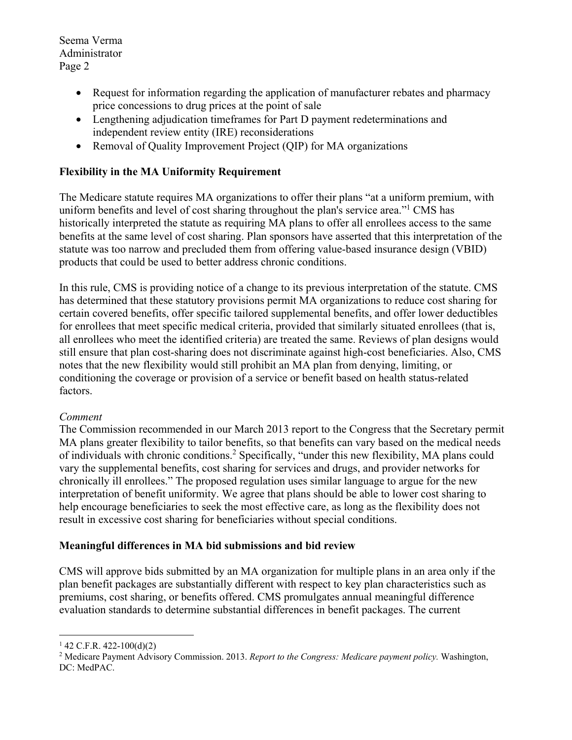- Request for information regarding the application of manufacturer rebates and pharmacy price concessions to drug prices at the point of sale
- Lengthening adjudication timeframes for Part D payment redeterminations and independent review entity (IRE) reconsiderations
- Removal of Quality Improvement Project (QIP) for MA organizations

**Flexibility in the MA Uniformity Requirement**

The Medicare statute requires MA organizations to offer their plans "at a uniform premium, with uniform benefits and level of cost sharing throughout the plan's service area."[1] CMS has historically interpreted the statute as requiring MA plans to offer all enrollees access to the same benefits at the same level of cost sharing. Plan sponsors have asserted that this interpretation of the statute was too narrow and precluded them from offering value-based insurance design (VBID) products that could be used to better address chronic conditions.

In this rule, CMS is providing notice of a change to its previous interpretation of the statute. CMS has determined that these statutory provisions permit MA organizations to reduce cost sharing for certain covered benefits, offer specific tailored supplemental benefits, and offer lower deductibles for enrollees that meet specific medical criteria, provided that similarly situated enrollees (that is, all enrollees who meet the identified criteria) are treated the same. Reviews of plan designs would still ensure that plan cost-sharing does not discriminate against high-cost beneficiaries. Also, CMS notes that the new flexibility would still prohibit an MA plan from denying, limiting, or conditioning the coverage or provision of a service or benefit based on health status-related factors.

*Comment*

The Commission recommended in our March 2013 report to the Congress that the Secretary permit MA plans greater flexibility to tailor benefits, so that benefits can vary based on the medical needs of individuals with chronic conditions.[2] Specifically, "under this new flexibility, MA plans could vary the supplemental benefits, cost sharing for services and drugs, and provider networks for chronically ill enrollees." The proposed regulation uses similar language to argue for the new interpretation of benefit uniformity. We agree that plans should be able to lower cost sharing to help encourage beneficiaries to seek the most effective care, as long as the flexibility does not result in excessive cost sharing for beneficiaries without special conditions.

**Meaningful differences in MA bid submissions and bid review**

CMS will approve bids submitted by an MA organization for multiple plans in an area only if the plan benefit packages are substantially different with respect to key plan characteristics such as premiums, cost sharing, or benefits offered. CMS promulgates annual meaningful difference evaluation standards to determine substantial differences in benefit packages. The current

---

[1] 42 C.F.R. 422-100(d)(2)

[2] Medicare Payment Advisory Commission. 2013. *Report to the Congress: Medicare payment policy.* Washington, DC: MedPAC.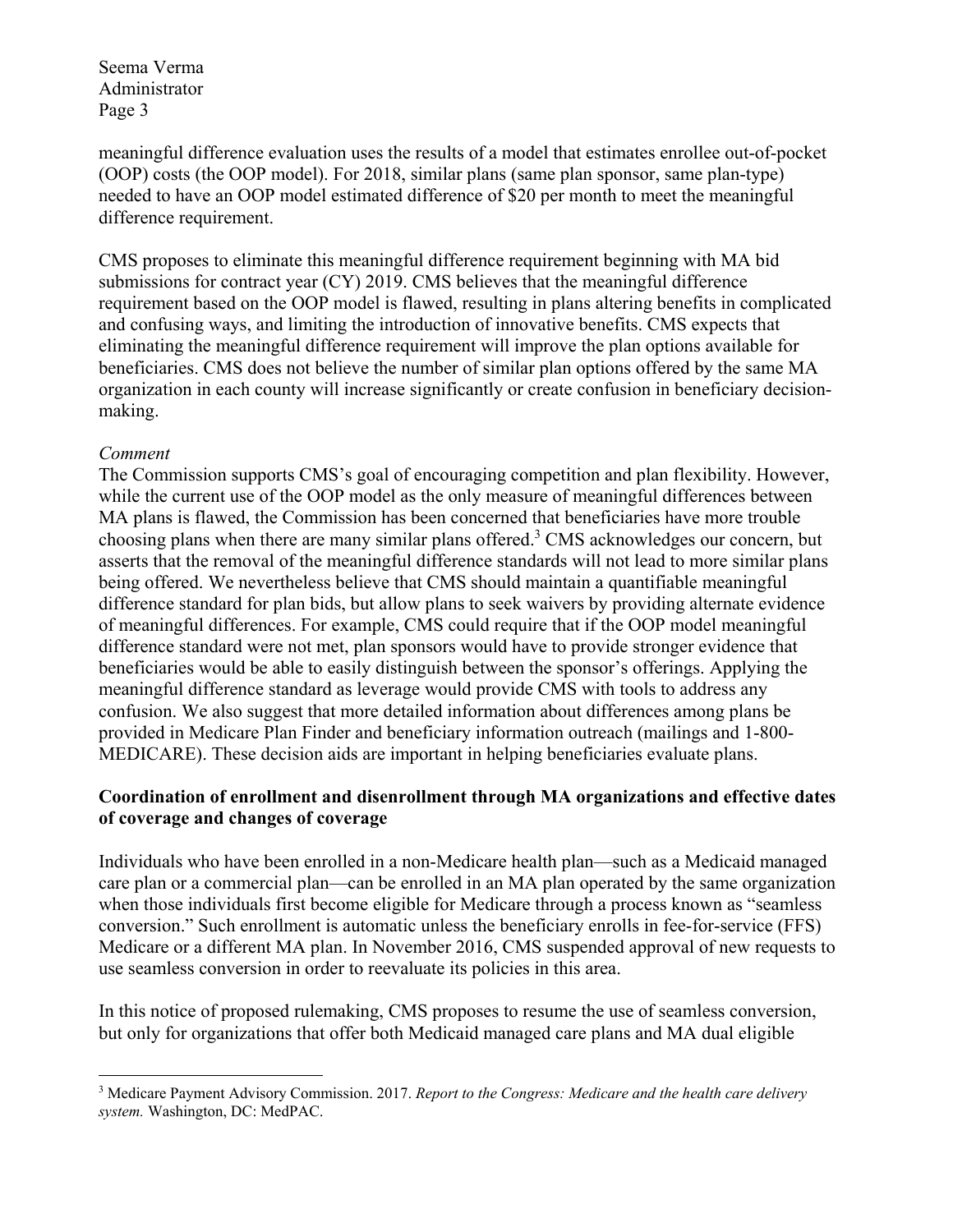meaningful difference evaluation uses the results of a model that estimates enrollee out-of-pocket (OOP) costs (the OOP model). For 2018, similar plans (same plan sponsor, same plan-type) needed to have an OOP model estimated difference of $20 per month to meet the meaningful difference requirement.

CMS proposes to eliminate this meaningful difference requirement beginning with MA bid submissions for contract year (CY) 2019. CMS believes that the meaningful difference requirement based on the OOP model is flawed, resulting in plans altering benefits in complicated and confusing ways, and limiting the introduction of innovative benefits. CMS expects that eliminating the meaningful difference requirement will improve the plan options available for beneficiaries. CMS does not believe the number of similar plan options offered by the same MA organization in each county will increase significantly or create confusion in beneficiary decision-making.

*Comment*

The Commission supports CMS's goal of encouraging competition and plan flexibility. However, while the current use of the OOP model as the only measure of meaningful differences between MA plans is flawed, the Commission has been concerned that beneficiaries have more trouble choosing plans when there are many similar plans offered.[3] CMS acknowledges our concern, but asserts that the removal of the meaningful difference standards will not lead to more similar plans being offered. We nevertheless believe that CMS should maintain a quantifiable meaningful difference standard for plan bids, but allow plans to seek waivers by providing alternate evidence of meaningful differences. For example, CMS could require that if the OOP model meaningful difference standard were not met, plan sponsors would have to provide stronger evidence that beneficiaries would be able to easily distinguish between the sponsor's offerings. Applying the meaningful difference standard as leverage would provide CMS with tools to address any confusion. We also suggest that more detailed information about differences among plans be provided in Medicare Plan Finder and beneficiary information outreach (mailings and 1-800-MEDICARE). These decision aids are important in helping beneficiaries evaluate plans.

**Coordination of enrollment and disenrollment through MA organizations and effective dates of coverage and changes of coverage**

Individuals who have been enrolled in a non-Medicare health plan—such as a Medicaid managed care plan or a commercial plan—can be enrolled in an MA plan operated by the same organization when those individuals first become eligible for Medicare through a process known as "seamless conversion." Such enrollment is automatic unless the beneficiary enrolls in fee-for-service (FFS) Medicare or a different MA plan. In November 2016, CMS suspended approval of new requests to use seamless conversion in order to reevaluate its policies in this area.

In this notice of proposed rulemaking, CMS proposes to resume the use of seamless conversion, but only for organizations that offer both Medicaid managed care plans and MA dual eligible

[3] Medicare Payment Advisory Commission. 2017. *Report to the Congress: Medicare and the health care delivery system.* Washington, DC: MedPAC.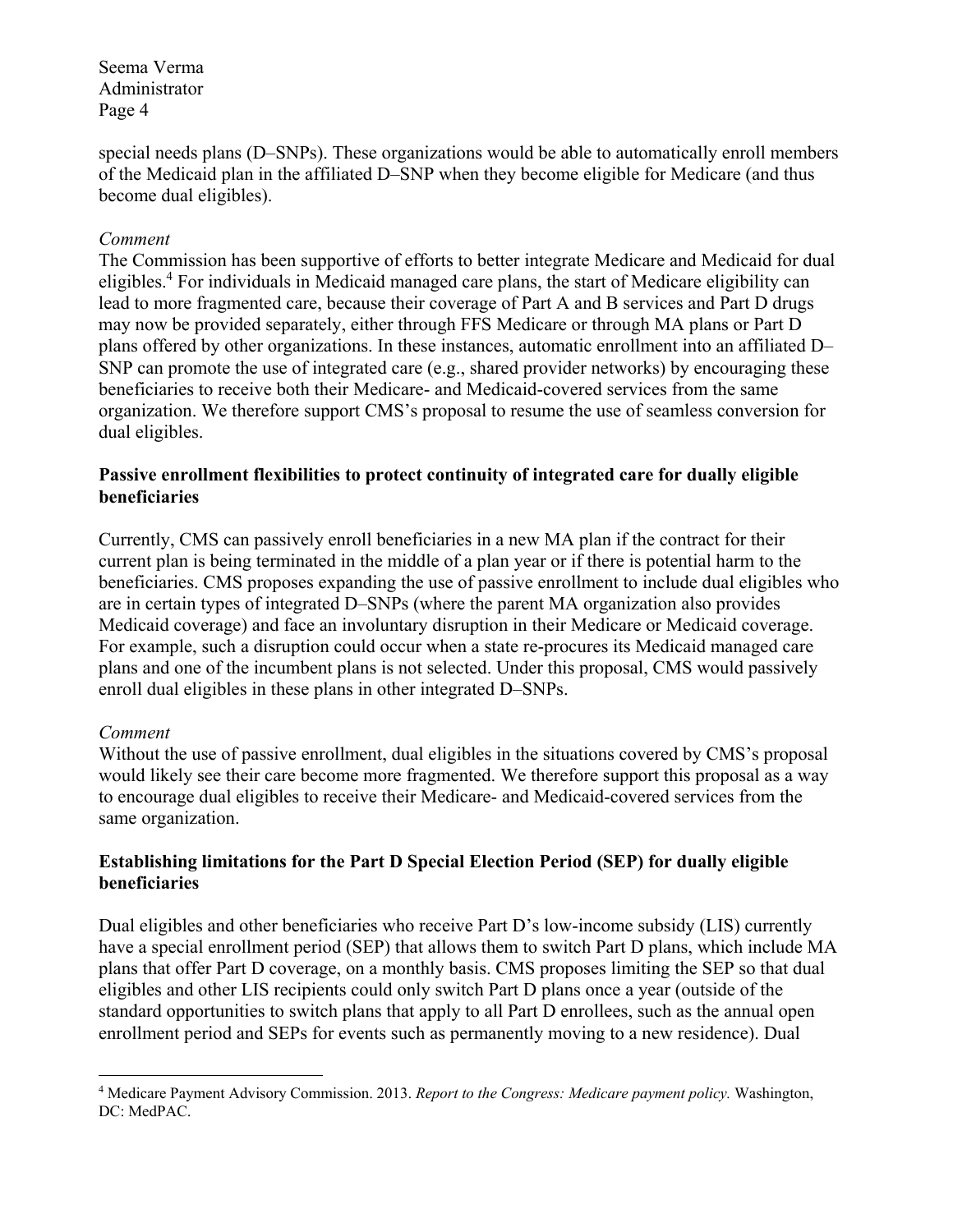special needs plans (D–SNPs). These organizations would be able to automatically enroll members of the Medicaid plan in the affiliated D–SNP when they become eligible for Medicare (and thus become dual eligibles).

*Comment*

The Commission has been supportive of efforts to better integrate Medicare and Medicaid for dual eligibles.[4] For individuals in Medicaid managed care plans, the start of Medicare eligibility can lead to more fragmented care, because their coverage of Part A and B services and Part D drugs may now be provided separately, either through FFS Medicare or through MA plans or Part D plans offered by other organizations. In these instances, automatic enrollment into an affiliated D–SNP can promote the use of integrated care (e.g., shared provider networks) by encouraging these beneficiaries to receive both their Medicare- and Medicaid-covered services from the same organization. We therefore support CMS's proposal to resume the use of seamless conversion for dual eligibles.

**Passive enrollment flexibilities to protect continuity of integrated care for dually eligible beneficiaries**

Currently, CMS can passively enroll beneficiaries in a new MA plan if the contract for their current plan is being terminated in the middle of a plan year or if there is potential harm to the beneficiaries. CMS proposes expanding the use of passive enrollment to include dual eligibles who are in certain types of integrated D–SNPs (where the parent MA organization also provides Medicaid coverage) and face an involuntary disruption in their Medicare or Medicaid coverage. For example, such a disruption could occur when a state re-procures its Medicaid managed care plans and one of the incumbent plans is not selected. Under this proposal, CMS would passively enroll dual eligibles in these plans in other integrated D–SNPs.

*Comment*

Without the use of passive enrollment, dual eligibles in the situations covered by CMS's proposal would likely see their care become more fragmented. We therefore support this proposal as a way to encourage dual eligibles to receive their Medicare- and Medicaid-covered services from the same organization.

**Establishing limitations for the Part D Special Election Period (SEP) for dually eligible beneficiaries**

Dual eligibles and other beneficiaries who receive Part D's low-income subsidy (LIS) currently have a special enrollment period (SEP) that allows them to switch Part D plans, which include MA plans that offer Part D coverage, on a monthly basis. CMS proposes limiting the SEP so that dual eligibles and other LIS recipients could only switch Part D plans once a year (outside of the standard opportunities to switch plans that apply to all Part D enrollees, such as the annual open enrollment period and SEPs for events such as permanently moving to a new residence). Dual

[4] Medicare Payment Advisory Commission. 2013. *Report to the Congress: Medicare payment policy.* Washington, DC: MedPAC.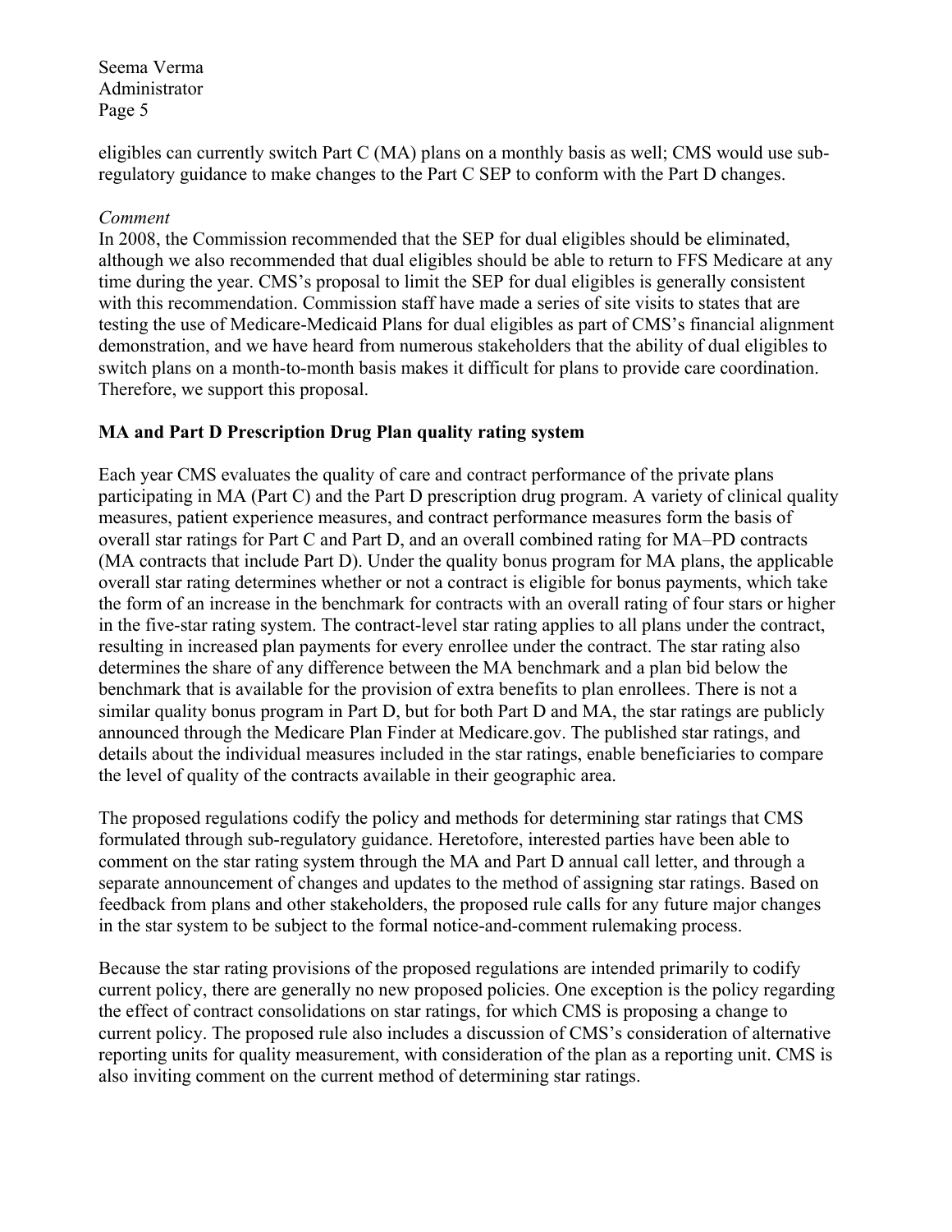eligibles can currently switch Part C (MA) plans on a monthly basis as well; CMS would use sub-regulatory guidance to make changes to the Part C SEP to conform with the Part D changes.

*Comment*

In 2008, the Commission recommended that the SEP for dual eligibles should be eliminated, although we also recommended that dual eligibles should be able to return to FFS Medicare at any time during the year. CMS's proposal to limit the SEP for dual eligibles is generally consistent with this recommendation. Commission staff have made a series of site visits to states that are testing the use of Medicare-Medicaid Plans for dual eligibles as part of CMS's financial alignment demonstration, and we have heard from numerous stakeholders that the ability of dual eligibles to switch plans on a month-to-month basis makes it difficult for plans to provide care coordination. Therefore, we support this proposal.

**MA and Part D Prescription Drug Plan quality rating system**

Each year CMS evaluates the quality of care and contract performance of the private plans participating in MA (Part C) and the Part D prescription drug program. A variety of clinical quality measures, patient experience measures, and contract performance measures form the basis of overall star ratings for Part C and Part D, and an overall combined rating for MA–PD contracts (MA contracts that include Part D). Under the quality bonus program for MA plans, the applicable overall star rating determines whether or not a contract is eligible for bonus payments, which take the form of an increase in the benchmark for contracts with an overall rating of four stars or higher in the five-star rating system. The contract-level star rating applies to all plans under the contract, resulting in increased plan payments for every enrollee under the contract. The star rating also determines the share of any difference between the MA benchmark and a plan bid below the benchmark that is available for the provision of extra benefits to plan enrollees. There is not a similar quality bonus program in Part D, but for both Part D and MA, the star ratings are publicly announced through the Medicare Plan Finder at Medicare.gov. The published star ratings, and details about the individual measures included in the star ratings, enable beneficiaries to compare the level of quality of the contracts available in their geographic area.

The proposed regulations codify the policy and methods for determining star ratings that CMS formulated through sub-regulatory guidance. Heretofore, interested parties have been able to comment on the star rating system through the MA and Part D annual call letter, and through a separate announcement of changes and updates to the method of assigning star ratings. Based on feedback from plans and other stakeholders, the proposed rule calls for any future major changes in the star system to be subject to the formal notice-and-comment rulemaking process.

Because the star rating provisions of the proposed regulations are intended primarily to codify current policy, there are generally no new proposed policies. One exception is the policy regarding the effect of contract consolidations on star ratings, for which CMS is proposing a change to current policy. The proposed rule also includes a discussion of CMS's consideration of alternative reporting units for quality measurement, with consideration of the plan as a reporting unit. CMS is also inviting comment on the current method of determining star ratings.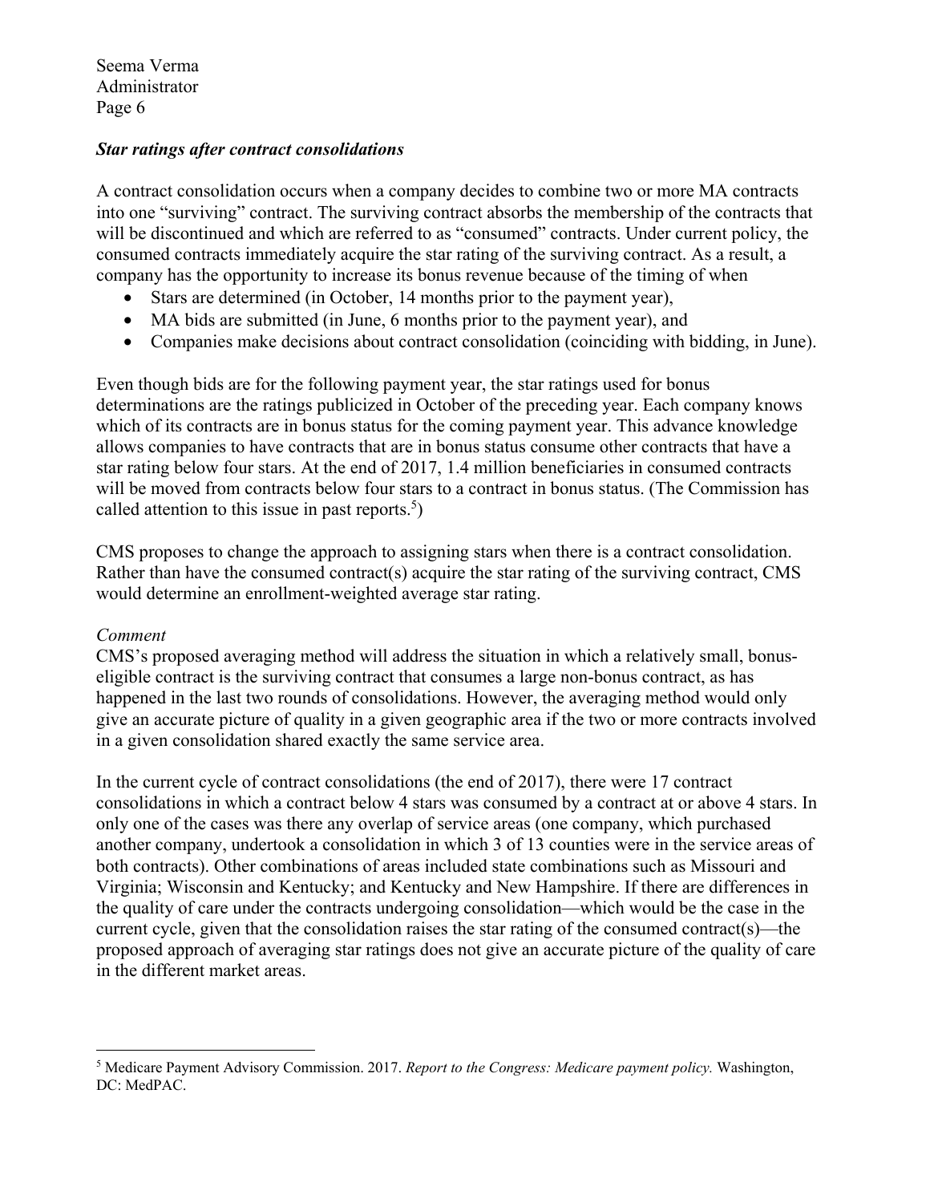***Star ratings after contract consolidations***

A contract consolidation occurs when a company decides to combine two or more MA contracts into one "surviving" contract. The surviving contract absorbs the membership of the contracts that will be discontinued and which are referred to as "consumed" contracts. Under current policy, the consumed contracts immediately acquire the star rating of the surviving contract. As a result, a company has the opportunity to increase its bonus revenue because of the timing of when

- Stars are determined (in October, 14 months prior to the payment year),
- MA bids are submitted (in June, 6 months prior to the payment year), and
- Companies make decisions about contract consolidation (coinciding with bidding, in June).

Even though bids are for the following payment year, the star ratings used for bonus determinations are the ratings publicized in October of the preceding year. Each company knows which of its contracts are in bonus status for the coming payment year. This advance knowledge allows companies to have contracts that are in bonus status consume other contracts that have a star rating below four stars. At the end of 2017, 1.4 million beneficiaries in consumed contracts will be moved from contracts below four stars to a contract in bonus status. (The Commission has called attention to this issue in past reports.[5])

CMS proposes to change the approach to assigning stars when there is a contract consolidation. Rather than have the consumed contract(s) acquire the star rating of the surviving contract, CMS would determine an enrollment-weighted average star rating.

*Comment*

CMS's proposed averaging method will address the situation in which a relatively small, bonus-eligible contract is the surviving contract that consumes a large non-bonus contract, as has happened in the last two rounds of consolidations. However, the averaging method would only give an accurate picture of quality in a given geographic area if the two or more contracts involved in a given consolidation shared exactly the same service area.

In the current cycle of contract consolidations (the end of 2017), there were 17 contract consolidations in which a contract below 4 stars was consumed by a contract at or above 4 stars. In only one of the cases was there any overlap of service areas (one company, which purchased another company, undertook a consolidation in which 3 of 13 counties were in the service areas of both contracts). Other combinations of areas included state combinations such as Missouri and Virginia; Wisconsin and Kentucky; and Kentucky and New Hampshire. If there are differences in the quality of care under the contracts undergoing consolidation—which would be the case in the current cycle, given that the consolidation raises the star rating of the consumed contract(s)—the proposed approach of averaging star ratings does not give an accurate picture of the quality of care in the different market areas.

---

[5] Medicare Payment Advisory Commission. 2017. *Report to the Congress: Medicare payment policy.* Washington, DC: MedPAC.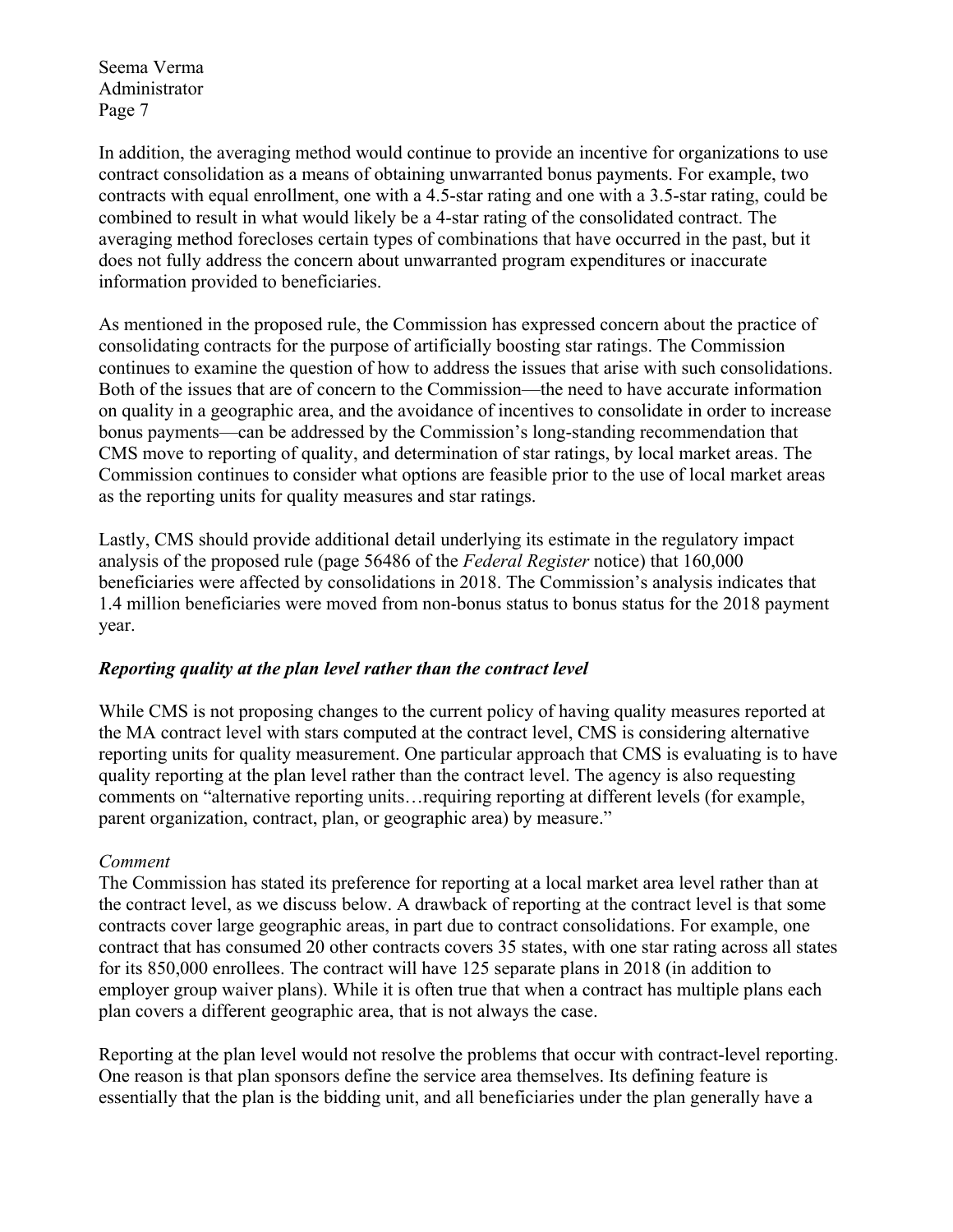In addition, the averaging method would continue to provide an incentive for organizations to use contract consolidation as a means of obtaining unwarranted bonus payments. For example, two contracts with equal enrollment, one with a 4.5-star rating and one with a 3.5-star rating, could be combined to result in what would likely be a 4-star rating of the consolidated contract. The averaging method forecloses certain types of combinations that have occurred in the past, but it does not fully address the concern about unwarranted program expenditures or inaccurate information provided to beneficiaries.

As mentioned in the proposed rule, the Commission has expressed concern about the practice of consolidating contracts for the purpose of artificially boosting star ratings. The Commission continues to examine the question of how to address the issues that arise with such consolidations. Both of the issues that are of concern to the Commission—the need to have accurate information on quality in a geographic area, and the avoidance of incentives to consolidate in order to increase bonus payments—can be addressed by the Commission's long-standing recommendation that CMS move to reporting of quality, and determination of star ratings, by local market areas. The Commission continues to consider what options are feasible prior to the use of local market areas as the reporting units for quality measures and star ratings.

Lastly, CMS should provide additional detail underlying its estimate in the regulatory impact analysis of the proposed rule (page 56486 of the *Federal Register* notice) that 160,000 beneficiaries were affected by consolidations in 2018. The Commission's analysis indicates that 1.4 million beneficiaries were moved from non-bonus status to bonus status for the 2018 payment year.

***Reporting quality at the plan level rather than the contract level***

While CMS is not proposing changes to the current policy of having quality measures reported at the MA contract level with stars computed at the contract level, CMS is considering alternative reporting units for quality measurement. One particular approach that CMS is evaluating is to have quality reporting at the plan level rather than the contract level. The agency is also requesting comments on "alternative reporting units…requiring reporting at different levels (for example, parent organization, contract, plan, or geographic area) by measure."

*Comment*

The Commission has stated its preference for reporting at a local market area level rather than at the contract level, as we discuss below. A drawback of reporting at the contract level is that some contracts cover large geographic areas, in part due to contract consolidations. For example, one contract that has consumed 20 other contracts covers 35 states, with one star rating across all states for its 850,000 enrollees. The contract will have 125 separate plans in 2018 (in addition to employer group waiver plans). While it is often true that when a contract has multiple plans each plan covers a different geographic area, that is not always the case.

Reporting at the plan level would not resolve the problems that occur with contract-level reporting. One reason is that plan sponsors define the service area themselves. Its defining feature is essentially that the plan is the bidding unit, and all beneficiaries under the plan generally have a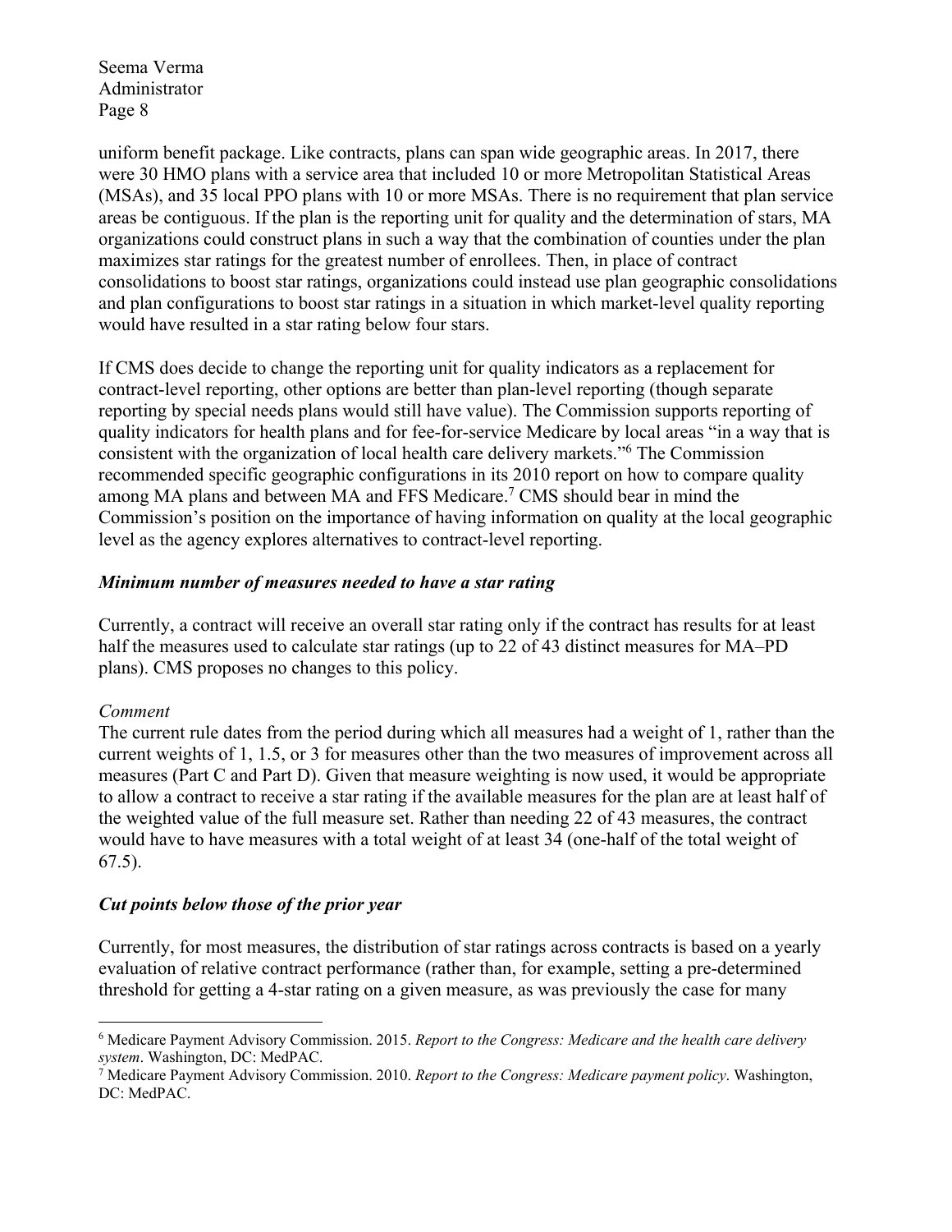uniform benefit package. Like contracts, plans can span wide geographic areas. In 2017, there were 30 HMO plans with a service area that included 10 or more Metropolitan Statistical Areas (MSAs), and 35 local PPO plans with 10 or more MSAs. There is no requirement that plan service areas be contiguous. If the plan is the reporting unit for quality and the determination of stars, MA organizations could construct plans in such a way that the combination of counties under the plan maximizes star ratings for the greatest number of enrollees. Then, in place of contract consolidations to boost star ratings, organizations could instead use plan geographic consolidations and plan configurations to boost star ratings in a situation in which market-level quality reporting would have resulted in a star rating below four stars.

If CMS does decide to change the reporting unit for quality indicators as a replacement for contract-level reporting, other options are better than plan-level reporting (though separate reporting by special needs plans would still have value). The Commission supports reporting of quality indicators for health plans and for fee-for-service Medicare by local areas "in a way that is consistent with the organization of local health care delivery markets."[6] The Commission recommended specific geographic configurations in its 2010 report on how to compare quality among MA plans and between MA and FFS Medicare.[7] CMS should bear in mind the Commission's position on the importance of having information on quality at the local geographic level as the agency explores alternatives to contract-level reporting.

### *Minimum number of measures needed to have a star rating*

Currently, a contract will receive an overall star rating only if the contract has results for at least half the measures used to calculate star ratings (up to 22 of 43 distinct measures for MA–PD plans). CMS proposes no changes to this policy.

*Comment*

The current rule dates from the period during which all measures had a weight of 1, rather than the current weights of 1, 1.5, or 3 for measures other than the two measures of improvement across all measures (Part C and Part D). Given that measure weighting is now used, it would be appropriate to allow a contract to receive a star rating if the available measures for the plan are at least half of the weighted value of the full measure set. Rather than needing 22 of 43 measures, the contract would have to have measures with a total weight of at least 34 (one-half of the total weight of 67.5).

### *Cut points below those of the prior year*

Currently, for most measures, the distribution of star ratings across contracts is based on a yearly evaluation of relative contract performance (rather than, for example, setting a pre-determined threshold for getting a 4-star rating on a given measure, as was previously the case for many

---

[6] Medicare Payment Advisory Commission. 2015. *Report to the Congress: Medicare and the health care delivery system*. Washington, DC: MedPAC.

[7] Medicare Payment Advisory Commission. 2010. *Report to the Congress: Medicare payment policy*. Washington, DC: MedPAC.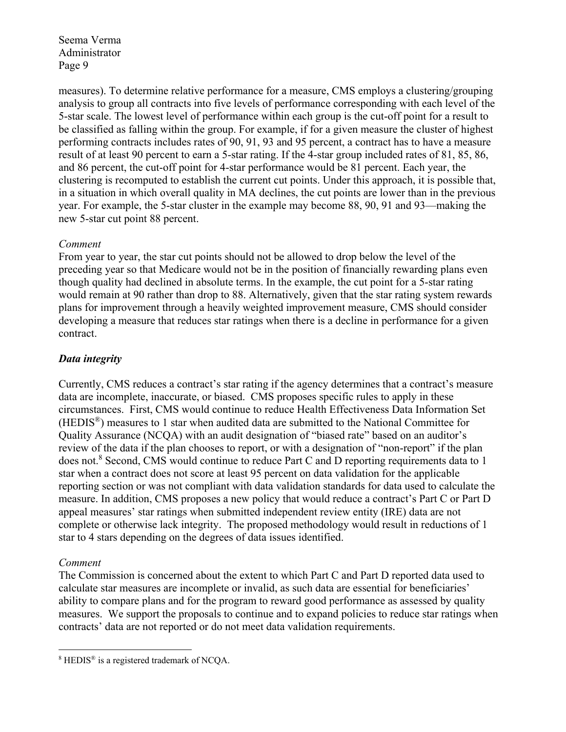measures). To determine relative performance for a measure, CMS employs a clustering/grouping analysis to group all contracts into five levels of performance corresponding with each level of the 5-star scale. The lowest level of performance within each group is the cut-off point for a result to be classified as falling within the group. For example, if for a given measure the cluster of highest performing contracts includes rates of 90, 91, 93 and 95 percent, a contract has to have a measure result of at least 90 percent to earn a 5-star rating. If the 4-star group included rates of 81, 85, 86, and 86 percent, the cut-off point for 4-star performance would be 81 percent. Each year, the clustering is recomputed to establish the current cut points. Under this approach, it is possible that, in a situation in which overall quality in MA declines, the cut points are lower than in the previous year. For example, the 5-star cluster in the example may become 88, 90, 91 and 93—making the new 5-star cut point 88 percent.

*Comment*
From year to year, the star cut points should not be allowed to drop below the level of the preceding year so that Medicare would not be in the position of financially rewarding plans even though quality had declined in absolute terms. In the example, the cut point for a 5-star rating would remain at 90 rather than drop to 88. Alternatively, given that the star rating system rewards plans for improvement through a heavily weighted improvement measure, CMS should consider developing a measure that reduces star ratings when there is a decline in performance for a given contract.

***Data integrity***

Currently, CMS reduces a contract's star rating if the agency determines that a contract's measure data are incomplete, inaccurate, or biased. CMS proposes specific rules to apply in these circumstances. First, CMS would continue to reduce Health Effectiveness Data Information Set (HEDIS®) measures to 1 star when audited data are submitted to the National Committee for Quality Assurance (NCQA) with an audit designation of "biased rate" based on an auditor's review of the data if the plan chooses to report, or with a designation of "non-report" if the plan does not.[8] Second, CMS would continue to reduce Part C and D reporting requirements data to 1 star when a contract does not score at least 95 percent on data validation for the applicable reporting section or was not compliant with data validation standards for data used to calculate the measure. In addition, CMS proposes a new policy that would reduce a contract's Part C or Part D appeal measures' star ratings when submitted independent review entity (IRE) data are not complete or otherwise lack integrity. The proposed methodology would result in reductions of 1 star to 4 stars depending on the degrees of data issues identified.

*Comment*
The Commission is concerned about the extent to which Part C and Part D reported data used to calculate star measures are incomplete or invalid, as such data are essential for beneficiaries' ability to compare plans and for the program to reward good performance as assessed by quality measures. We support the proposals to continue and to expand policies to reduce star ratings when contracts' data are not reported or do not meet data validation requirements.

[8] HEDIS® is a registered trademark of NCQA.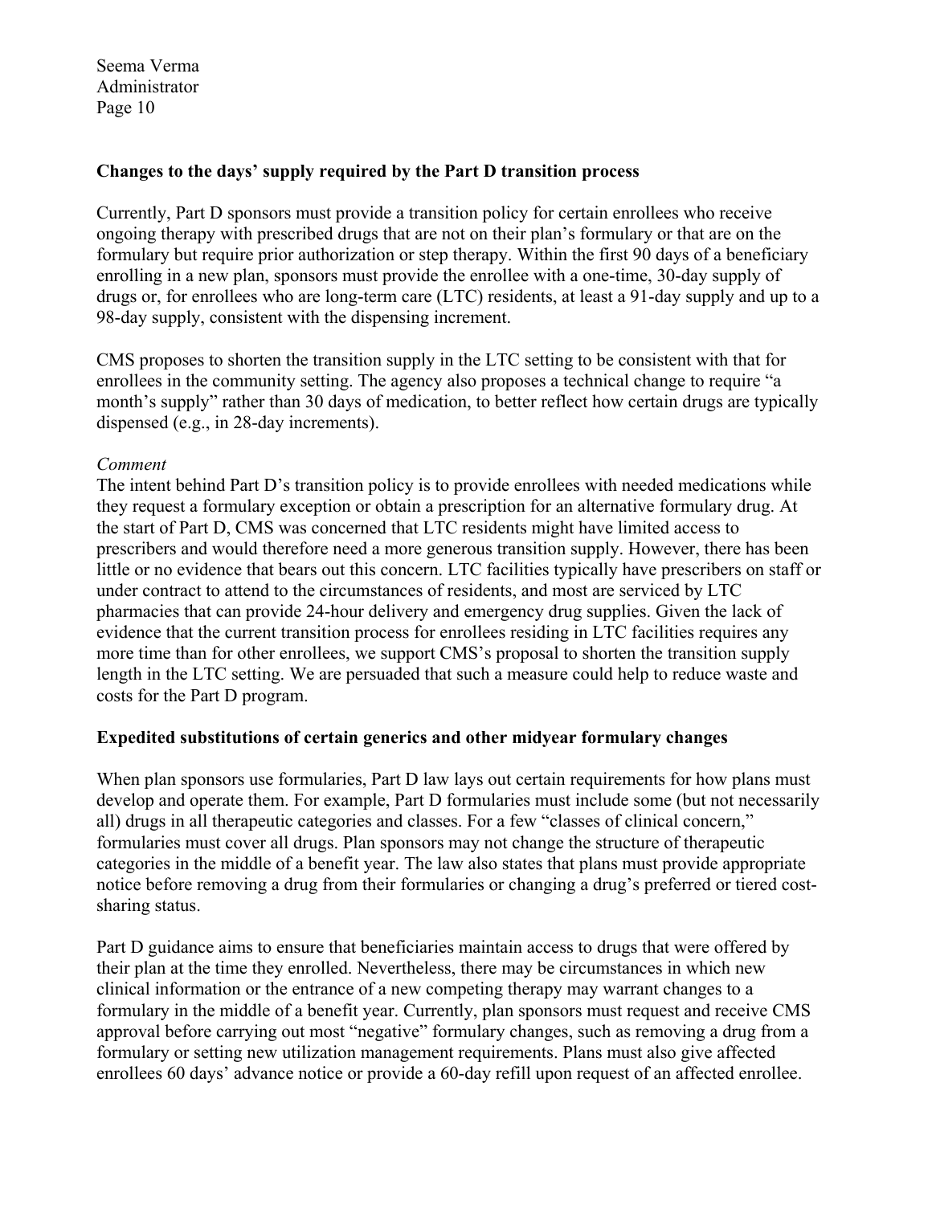**Changes to the days' supply required by the Part D transition process**

Currently, Part D sponsors must provide a transition policy for certain enrollees who receive ongoing therapy with prescribed drugs that are not on their plan's formulary or that are on the formulary but require prior authorization or step therapy. Within the first 90 days of a beneficiary enrolling in a new plan, sponsors must provide the enrollee with a one-time, 30-day supply of drugs or, for enrollees who are long-term care (LTC) residents, at least a 91-day supply and up to a 98-day supply, consistent with the dispensing increment.

CMS proposes to shorten the transition supply in the LTC setting to be consistent with that for enrollees in the community setting. The agency also proposes a technical change to require "a month's supply" rather than 30 days of medication, to better reflect how certain drugs are typically dispensed (e.g., in 28-day increments).

*Comment*

The intent behind Part D's transition policy is to provide enrollees with needed medications while they request a formulary exception or obtain a prescription for an alternative formulary drug. At the start of Part D, CMS was concerned that LTC residents might have limited access to prescribers and would therefore need a more generous transition supply. However, there has been little or no evidence that bears out this concern. LTC facilities typically have prescribers on staff or under contract to attend to the circumstances of residents, and most are serviced by LTC pharmacies that can provide 24-hour delivery and emergency drug supplies. Given the lack of evidence that the current transition process for enrollees residing in LTC facilities requires any more time than for other enrollees, we support CMS's proposal to shorten the transition supply length in the LTC setting. We are persuaded that such a measure could help to reduce waste and costs for the Part D program.

**Expedited substitutions of certain generics and other midyear formulary changes**

When plan sponsors use formularies, Part D law lays out certain requirements for how plans must develop and operate them. For example, Part D formularies must include some (but not necessarily all) drugs in all therapeutic categories and classes. For a few "classes of clinical concern," formularies must cover all drugs. Plan sponsors may not change the structure of therapeutic categories in the middle of a benefit year. The law also states that plans must provide appropriate notice before removing a drug from their formularies or changing a drug's preferred or tiered cost-sharing status.

Part D guidance aims to ensure that beneficiaries maintain access to drugs that were offered by their plan at the time they enrolled. Nevertheless, there may be circumstances in which new clinical information or the entrance of a new competing therapy may warrant changes to a formulary in the middle of a benefit year. Currently, plan sponsors must request and receive CMS approval before carrying out most "negative" formulary changes, such as removing a drug from a formulary or setting new utilization management requirements. Plans must also give affected enrollees 60 days' advance notice or provide a 60-day refill upon request of an affected enrollee.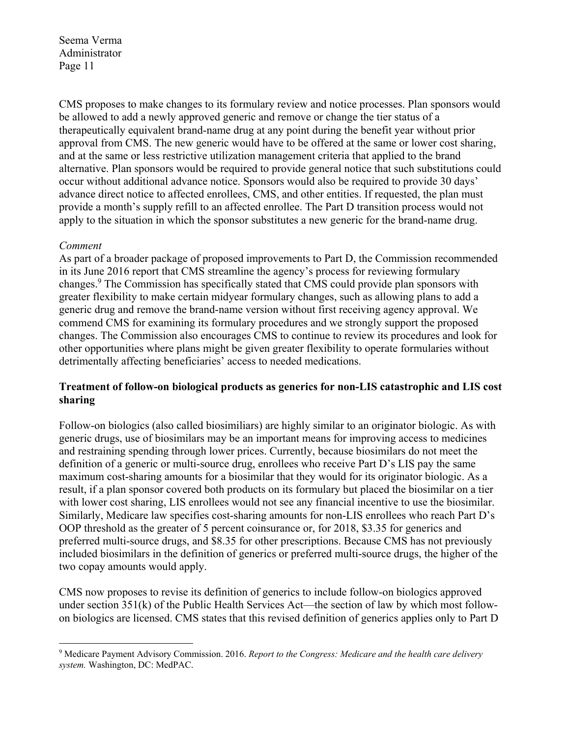CMS proposes to make changes to its formulary review and notice processes. Plan sponsors would be allowed to add a newly approved generic and remove or change the tier status of a therapeutically equivalent brand-name drug at any point during the benefit year without prior approval from CMS. The new generic would have to be offered at the same or lower cost sharing, and at the same or less restrictive utilization management criteria that applied to the brand alternative. Plan sponsors would be required to provide general notice that such substitutions could occur without additional advance notice. Sponsors would also be required to provide 30 days' advance direct notice to affected enrollees, CMS, and other entities. If requested, the plan must provide a month's supply refill to an affected enrollee. The Part D transition process would not apply to the situation in which the sponsor substitutes a new generic for the brand-name drug.

*Comment*

As part of a broader package of proposed improvements to Part D, the Commission recommended in its June 2016 report that CMS streamline the agency's process for reviewing formulary changes.[9] The Commission has specifically stated that CMS could provide plan sponsors with greater flexibility to make certain midyear formulary changes, such as allowing plans to add a generic drug and remove the brand-name version without first receiving agency approval. We commend CMS for examining its formulary procedures and we strongly support the proposed changes. The Commission also encourages CMS to continue to review its procedures and look for other opportunities where plans might be given greater flexibility to operate formularies without detrimentally affecting beneficiaries' access to needed medications.

**Treatment of follow-on biological products as generics for non-LIS catastrophic and LIS cost sharing**

Follow-on biologics (also called biosimiliars) are highly similar to an originator biologic. As with generic drugs, use of biosimilars may be an important means for improving access to medicines and restraining spending through lower prices. Currently, because biosimilars do not meet the definition of a generic or multi-source drug, enrollees who receive Part D's LIS pay the same maximum cost-sharing amounts for a biosimilar that they would for its originator biologic. As a result, if a plan sponsor covered both products on its formulary but placed the biosimilar on a tier with lower cost sharing, LIS enrollees would not see any financial incentive to use the biosimilar. Similarly, Medicare law specifies cost-sharing amounts for non-LIS enrollees who reach Part D's OOP threshold as the greater of 5 percent coinsurance or, for 2018, \$3.35 for generics and preferred multi-source drugs, and \$8.35 for other prescriptions. Because CMS has not previously included biosimilars in the definition of generics or preferred multi-source drugs, the higher of the two copay amounts would apply.

CMS now proposes to revise its definition of generics to include follow-on biologics approved under section 351(k) of the Public Health Services Act—the section of law by which most follow-on biologics are licensed. CMS states that this revised definition of generics applies only to Part D

---

[9] Medicare Payment Advisory Commission. 2016. *Report to the Congress: Medicare and the health care delivery system.* Washington, DC: MedPAC.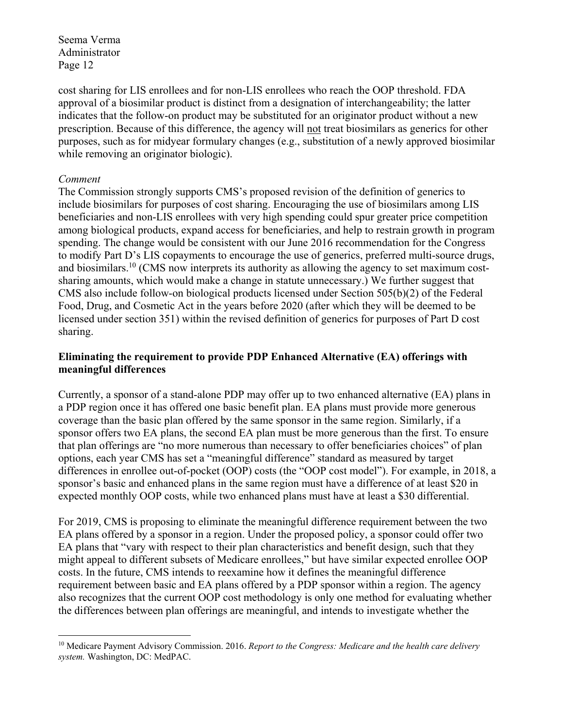cost sharing for LIS enrollees and for non-LIS enrollees who reach the OOP threshold. FDA approval of a biosimilar product is distinct from a designation of interchangeability; the latter indicates that the follow-on product may be substituted for an originator product without a new prescription. Because of this difference, the agency will not treat biosimilars as generics for other purposes, such as for midyear formulary changes (e.g., substitution of a newly approved biosimilar while removing an originator biologic).

*Comment*

The Commission strongly supports CMS's proposed revision of the definition of generics to include biosimilars for purposes of cost sharing. Encouraging the use of biosimilars among LIS beneficiaries and non-LIS enrollees with very high spending could spur greater price competition among biological products, expand access for beneficiaries, and help to restrain growth in program spending. The change would be consistent with our June 2016 recommendation for the Congress to modify Part D's LIS copayments to encourage the use of generics, preferred multi-source drugs, and biosimilars.[10] (CMS now interprets its authority as allowing the agency to set maximum cost-sharing amounts, which would make a change in statute unnecessary.) We further suggest that CMS also include follow-on biological products licensed under Section 505(b)(2) of the Federal Food, Drug, and Cosmetic Act in the years before 2020 (after which they will be deemed to be licensed under section 351) within the revised definition of generics for purposes of Part D cost sharing.

**Eliminating the requirement to provide PDP Enhanced Alternative (EA) offerings with meaningful differences**

Currently, a sponsor of a stand-alone PDP may offer up to two enhanced alternative (EA) plans in a PDP region once it has offered one basic benefit plan. EA plans must provide more generous coverage than the basic plan offered by the same sponsor in the same region. Similarly, if a sponsor offers two EA plans, the second EA plan must be more generous than the first. To ensure that plan offerings are "no more numerous than necessary to offer beneficiaries choices" of plan options, each year CMS has set a "meaningful difference" standard as measured by target differences in enrollee out-of-pocket (OOP) costs (the "OOP cost model"). For example, in 2018, a sponsor's basic and enhanced plans in the same region must have a difference of at least $20 in expected monthly OOP costs, while two enhanced plans must have at least a $30 differential.

For 2019, CMS is proposing to eliminate the meaningful difference requirement between the two EA plans offered by a sponsor in a region. Under the proposed policy, a sponsor could offer two EA plans that "vary with respect to their plan characteristics and benefit design, such that they might appeal to different subsets of Medicare enrollees," but have similar expected enrollee OOP costs. In the future, CMS intends to reexamine how it defines the meaningful difference requirement between basic and EA plans offered by a PDP sponsor within a region. The agency also recognizes that the current OOP cost methodology is only one method for evaluating whether the differences between plan offerings are meaningful, and intends to investigate whether the

[10] Medicare Payment Advisory Commission. 2016. *Report to the Congress: Medicare and the health care delivery system.* Washington, DC: MedPAC.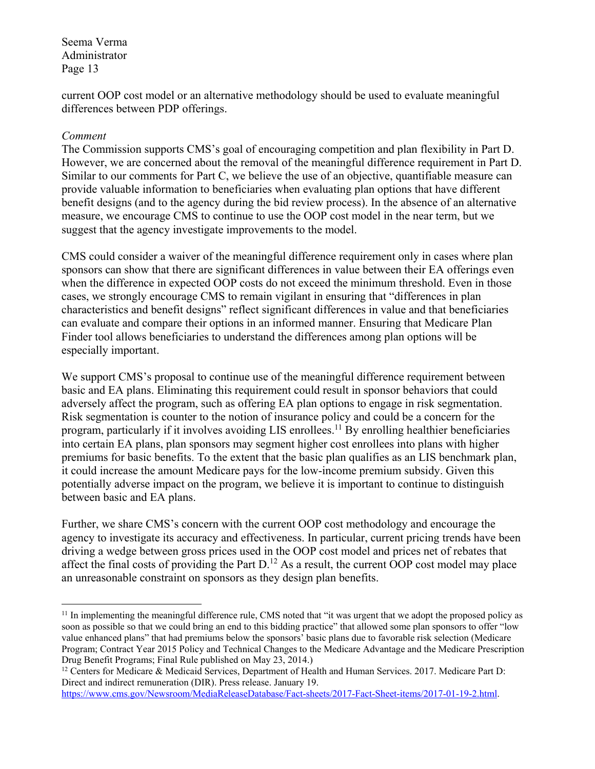current OOP cost model or an alternative methodology should be used to evaluate meaningful differences between PDP offerings.

*Comment*

The Commission supports CMS's goal of encouraging competition and plan flexibility in Part D. However, we are concerned about the removal of the meaningful difference requirement in Part D. Similar to our comments for Part C, we believe the use of an objective, quantifiable measure can provide valuable information to beneficiaries when evaluating plan options that have different benefit designs (and to the agency during the bid review process). In the absence of an alternative measure, we encourage CMS to continue to use the OOP cost model in the near term, but we suggest that the agency investigate improvements to the model.

CMS could consider a waiver of the meaningful difference requirement only in cases where plan sponsors can show that there are significant differences in value between their EA offerings even when the difference in expected OOP costs do not exceed the minimum threshold. Even in those cases, we strongly encourage CMS to remain vigilant in ensuring that "differences in plan characteristics and benefit designs" reflect significant differences in value and that beneficiaries can evaluate and compare their options in an informed manner. Ensuring that Medicare Plan Finder tool allows beneficiaries to understand the differences among plan options will be especially important.

We support CMS's proposal to continue use of the meaningful difference requirement between basic and EA plans. Eliminating this requirement could result in sponsor behaviors that could adversely affect the program, such as offering EA plan options to engage in risk segmentation. Risk segmentation is counter to the notion of insurance policy and could be a concern for the program, particularly if it involves avoiding LIS enrollees.[11] By enrolling healthier beneficiaries into certain EA plans, plan sponsors may segment higher cost enrollees into plans with higher premiums for basic benefits. To the extent that the basic plan qualifies as an LIS benchmark plan, it could increase the amount Medicare pays for the low-income premium subsidy. Given this potentially adverse impact on the program, we believe it is important to continue to distinguish between basic and EA plans.

Further, we share CMS's concern with the current OOP cost methodology and encourage the agency to investigate its accuracy and effectiveness. In particular, current pricing trends have been driving a wedge between gross prices used in the OOP cost model and prices net of rebates that affect the final costs of providing the Part D.[12] As a result, the current OOP cost model may place an unreasonable constraint on sponsors as they design plan benefits.

---

[11] In implementing the meaningful difference rule, CMS noted that "it was urgent that we adopt the proposed policy as soon as possible so that we could bring an end to this bidding practice" that allowed some plan sponsors to offer "low value enhanced plans" that had premiums below the sponsors' basic plans due to favorable risk selection (Medicare Program; Contract Year 2015 Policy and Technical Changes to the Medicare Advantage and the Medicare Prescription Drug Benefit Programs; Final Rule published on May 23, 2014.)

[12] Centers for Medicare & Medicaid Services, Department of Health and Human Services. 2017. Medicare Part D: Direct and indirect remuneration (DIR). Press release. January 19. https://www.cms.gov/Newsroom/MediaReleaseDatabase/Fact-sheets/2017-Fact-Sheet-items/2017-01-19-2.html.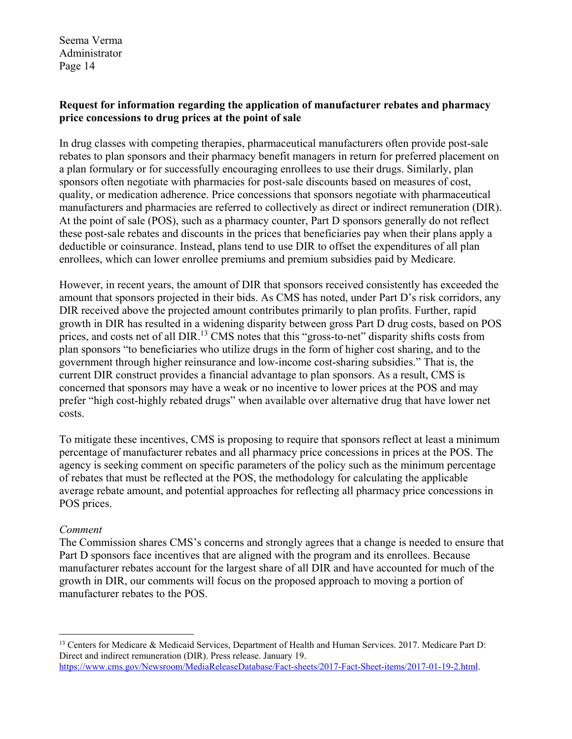**Request for information regarding the application of manufacturer rebates and pharmacy price concessions to drug prices at the point of sale**

In drug classes with competing therapies, pharmaceutical manufacturers often provide post-sale rebates to plan sponsors and their pharmacy benefit managers in return for preferred placement on a plan formulary or for successfully encouraging enrollees to use their drugs. Similarly, plan sponsors often negotiate with pharmacies for post-sale discounts based on measures of cost, quality, or medication adherence. Price concessions that sponsors negotiate with pharmaceutical manufacturers and pharmacies are referred to collectively as direct or indirect remuneration (DIR). At the point of sale (POS), such as a pharmacy counter, Part D sponsors generally do not reflect these post-sale rebates and discounts in the prices that beneficiaries pay when their plans apply a deductible or coinsurance. Instead, plans tend to use DIR to offset the expenditures of all plan enrollees, which can lower enrollee premiums and premium subsidies paid by Medicare.

However, in recent years, the amount of DIR that sponsors received consistently has exceeded the amount that sponsors projected in their bids. As CMS has noted, under Part D's risk corridors, any DIR received above the projected amount contributes primarily to plan profits. Further, rapid growth in DIR has resulted in a widening disparity between gross Part D drug costs, based on POS prices, and costs net of all DIR.[13] CMS notes that this "gross-to-net" disparity shifts costs from plan sponsors "to beneficiaries who utilize drugs in the form of higher cost sharing, and to the government through higher reinsurance and low-income cost-sharing subsidies." That is, the current DIR construct provides a financial advantage to plan sponsors. As a result, CMS is concerned that sponsors may have a weak or no incentive to lower prices at the POS and may prefer "high cost-highly rebated drugs" when available over alternative drug that have lower net costs.

To mitigate these incentives, CMS is proposing to require that sponsors reflect at least a minimum percentage of manufacturer rebates and all pharmacy price concessions in prices at the POS. The agency is seeking comment on specific parameters of the policy such as the minimum percentage of rebates that must be reflected at the POS, the methodology for calculating the applicable average rebate amount, and potential approaches for reflecting all pharmacy price concessions in POS prices.

*Comment*

The Commission shares CMS's concerns and strongly agrees that a change is needed to ensure that Part D sponsors face incentives that are aligned with the program and its enrollees. Because manufacturer rebates account for the largest share of all DIR and have accounted for much of the growth in DIR, our comments will focus on the proposed approach to moving a portion of manufacturer rebates to the POS.

---

[13] Centers for Medicare & Medicaid Services, Department of Health and Human Services. 2017. Medicare Part D: Direct and indirect remuneration (DIR). Press release. January 19. https://www.cms.gov/Newsroom/MediaReleaseDatabase/Fact-sheets/2017-Fact-Sheet-items/2017-01-19-2.html.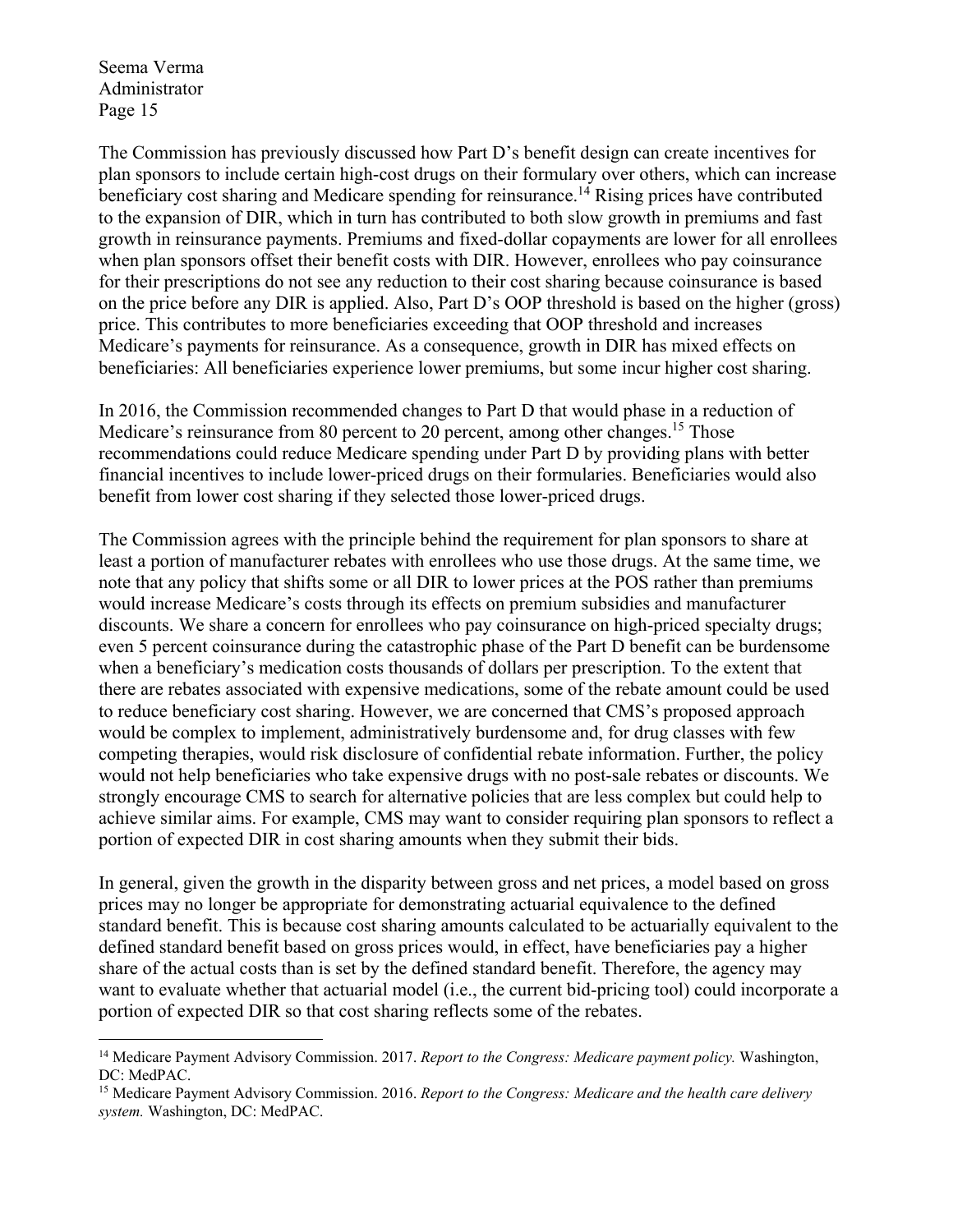The Commission has previously discussed how Part D's benefit design can create incentives for plan sponsors to include certain high-cost drugs on their formulary over others, which can increase beneficiary cost sharing and Medicare spending for reinsurance.[14] Rising prices have contributed to the expansion of DIR, which in turn has contributed to both slow growth in premiums and fast growth in reinsurance payments. Premiums and fixed-dollar copayments are lower for all enrollees when plan sponsors offset their benefit costs with DIR. However, enrollees who pay coinsurance for their prescriptions do not see any reduction to their cost sharing because coinsurance is based on the price before any DIR is applied. Also, Part D's OOP threshold is based on the higher (gross) price. This contributes to more beneficiaries exceeding that OOP threshold and increases Medicare's payments for reinsurance. As a consequence, growth in DIR has mixed effects on beneficiaries: All beneficiaries experience lower premiums, but some incur higher cost sharing.

In 2016, the Commission recommended changes to Part D that would phase in a reduction of Medicare's reinsurance from 80 percent to 20 percent, among other changes.[15] Those recommendations could reduce Medicare spending under Part D by providing plans with better financial incentives to include lower-priced drugs on their formularies. Beneficiaries would also benefit from lower cost sharing if they selected those lower-priced drugs.

The Commission agrees with the principle behind the requirement for plan sponsors to share at least a portion of manufacturer rebates with enrollees who use those drugs. At the same time, we note that any policy that shifts some or all DIR to lower prices at the POS rather than premiums would increase Medicare's costs through its effects on premium subsidies and manufacturer discounts. We share a concern for enrollees who pay coinsurance on high-priced specialty drugs; even 5 percent coinsurance during the catastrophic phase of the Part D benefit can be burdensome when a beneficiary's medication costs thousands of dollars per prescription. To the extent that there are rebates associated with expensive medications, some of the rebate amount could be used to reduce beneficiary cost sharing. However, we are concerned that CMS's proposed approach would be complex to implement, administratively burdensome and, for drug classes with few competing therapies, would risk disclosure of confidential rebate information. Further, the policy would not help beneficiaries who take expensive drugs with no post-sale rebates or discounts. We strongly encourage CMS to search for alternative policies that are less complex but could help to achieve similar aims. For example, CMS may want to consider requiring plan sponsors to reflect a portion of expected DIR in cost sharing amounts when they submit their bids.

In general, given the growth in the disparity between gross and net prices, a model based on gross prices may no longer be appropriate for demonstrating actuarial equivalence to the defined standard benefit. This is because cost sharing amounts calculated to be actuarially equivalent to the defined standard benefit based on gross prices would, in effect, have beneficiaries pay a higher share of the actual costs than is set by the defined standard benefit. Therefore, the agency may want to evaluate whether that actuarial model (i.e., the current bid-pricing tool) could incorporate a portion of expected DIR so that cost sharing reflects some of the rebates.

---

[14] Medicare Payment Advisory Commission. 2017. *Report to the Congress: Medicare payment policy.* Washington, DC: MedPAC.

[15] Medicare Payment Advisory Commission. 2016. *Report to the Congress: Medicare and the health care delivery system.* Washington, DC: MedPAC.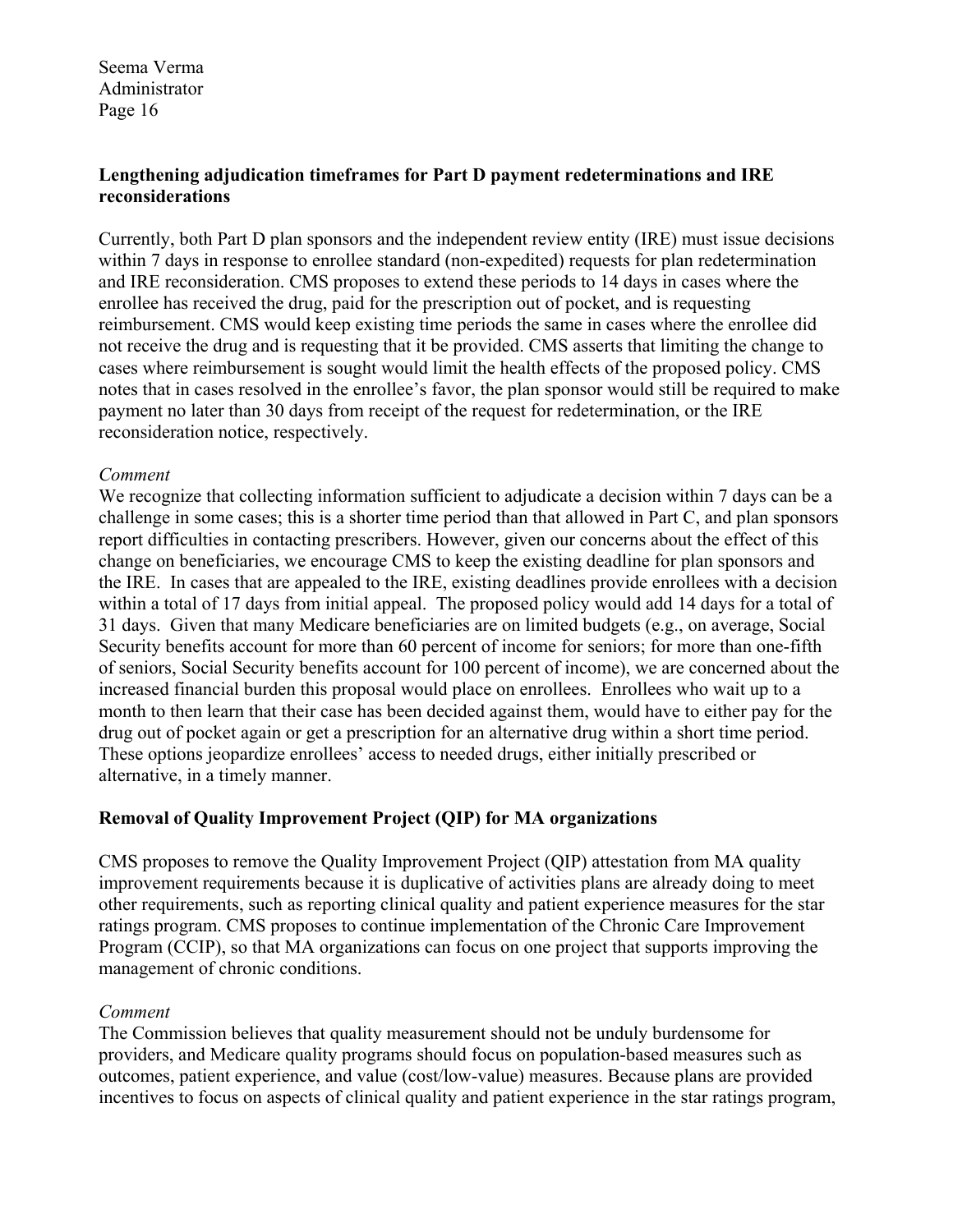**Lengthening adjudication timeframes for Part D payment redeterminations and IRE reconsiderations**

Currently, both Part D plan sponsors and the independent review entity (IRE) must issue decisions within 7 days in response to enrollee standard (non-expedited) requests for plan redetermination and IRE reconsideration. CMS proposes to extend these periods to 14 days in cases where the enrollee has received the drug, paid for the prescription out of pocket, and is requesting reimbursement. CMS would keep existing time periods the same in cases where the enrollee did not receive the drug and is requesting that it be provided. CMS asserts that limiting the change to cases where reimbursement is sought would limit the health effects of the proposed policy. CMS notes that in cases resolved in the enrollee's favor, the plan sponsor would still be required to make payment no later than 30 days from receipt of the request for redetermination, or the IRE reconsideration notice, respectively.

*Comment*

We recognize that collecting information sufficient to adjudicate a decision within 7 days can be a challenge in some cases; this is a shorter time period than that allowed in Part C, and plan sponsors report difficulties in contacting prescribers. However, given our concerns about the effect of this change on beneficiaries, we encourage CMS to keep the existing deadline for plan sponsors and the IRE. In cases that are appealed to the IRE, existing deadlines provide enrollees with a decision within a total of 17 days from initial appeal. The proposed policy would add 14 days for a total of 31 days. Given that many Medicare beneficiaries are on limited budgets (e.g., on average, Social Security benefits account for more than 60 percent of income for seniors; for more than one-fifth of seniors, Social Security benefits account for 100 percent of income), we are concerned about the increased financial burden this proposal would place on enrollees. Enrollees who wait up to a month to then learn that their case has been decided against them, would have to either pay for the drug out of pocket again or get a prescription for an alternative drug within a short time period. These options jeopardize enrollees' access to needed drugs, either initially prescribed or alternative, in a timely manner.

**Removal of Quality Improvement Project (QIP) for MA organizations**

CMS proposes to remove the Quality Improvement Project (QIP) attestation from MA quality improvement requirements because it is duplicative of activities plans are already doing to meet other requirements, such as reporting clinical quality and patient experience measures for the star ratings program. CMS proposes to continue implementation of the Chronic Care Improvement Program (CCIP), so that MA organizations can focus on one project that supports improving the management of chronic conditions.

*Comment*

The Commission believes that quality measurement should not be unduly burdensome for providers, and Medicare quality programs should focus on population-based measures such as outcomes, patient experience, and value (cost/low-value) measures. Because plans are provided incentives to focus on aspects of clinical quality and patient experience in the star ratings program,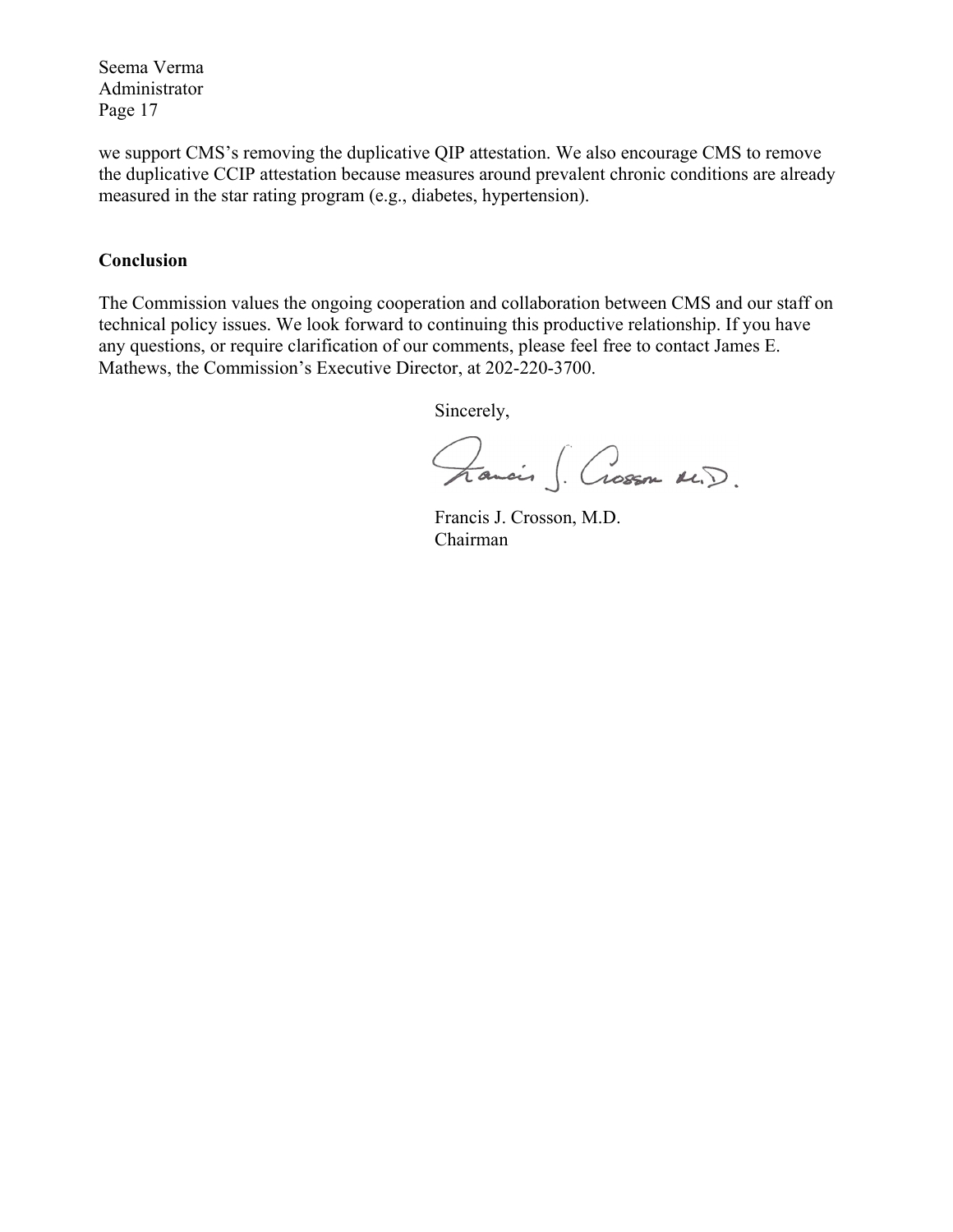we support CMS's removing the duplicative QIP attestation. We also encourage CMS to remove the duplicative CCIP attestation because measures around prevalent chronic conditions are already measured in the star rating program (e.g., diabetes, hypertension).

**Conclusion**

The Commission values the ongoing cooperation and collaboration between CMS and our staff on technical policy issues. We look forward to continuing this productive relationship. If you have any questions, or require clarification of our comments, please feel free to contact James E. Mathews, the Commission's Executive Director, at 202-220-3700.

Sincerely,

Francis J. Crosson, M.D.
Chairman